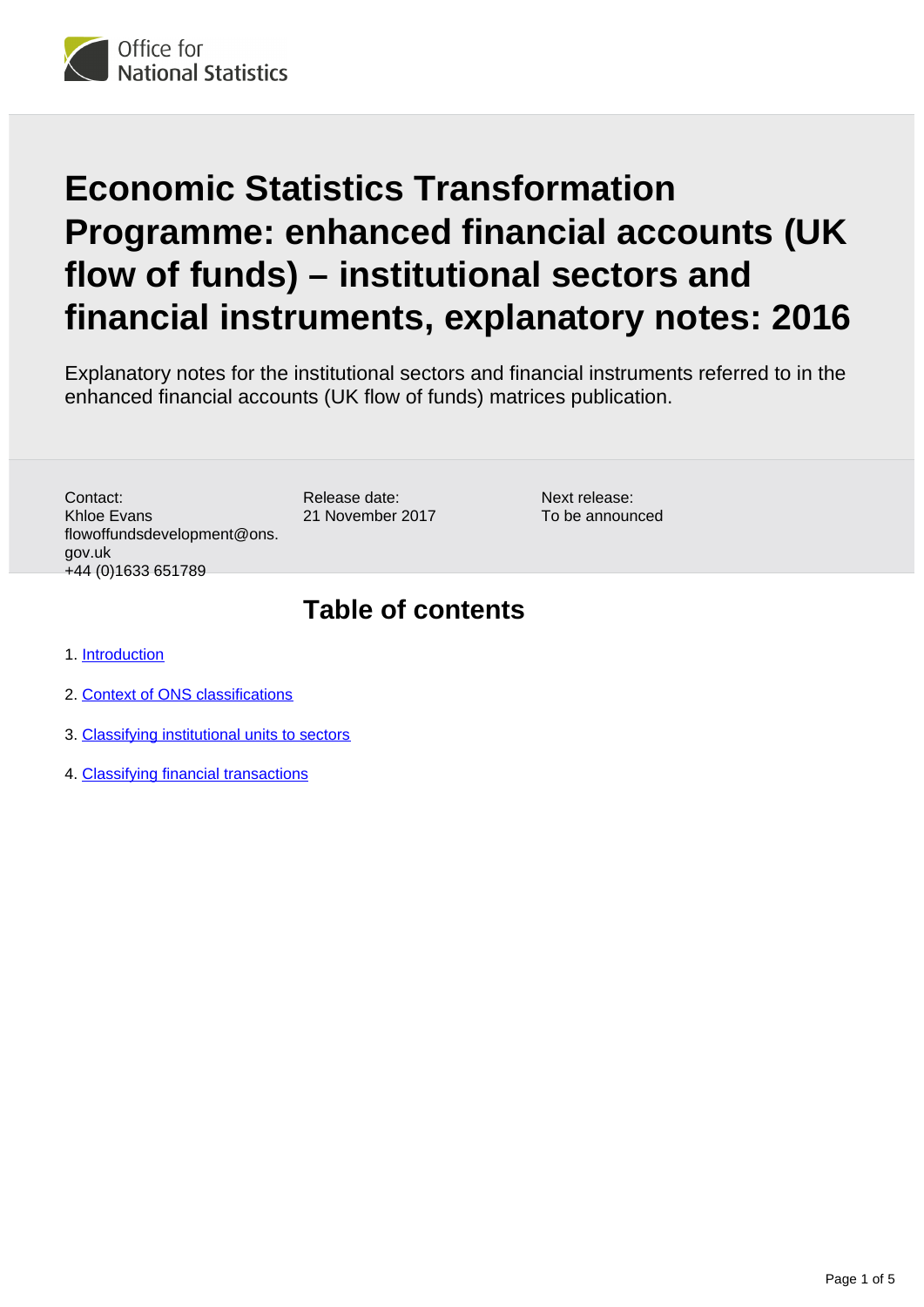# Economic Statistics Transformation Programme: enhanced financial accounts (UK flow of funds) – institutional sectors and financial instruments, explanatory notes: 2016

Explanatory notes for the institutional sectors and financial instruments referred to in the enhanced financial accounts (UK flow of funds) matrices publication.

Contact:
Khloe Evans
flowoffundsdevelopment@ons.gov.uk
+44 (0)1633 651789

Release date:
21 November 2017

Next release:
To be announced

## Table of contents

1. Introduction
2. Context of ONS classifications
3. Classifying institutional units to sectors
4. Classifying financial transactions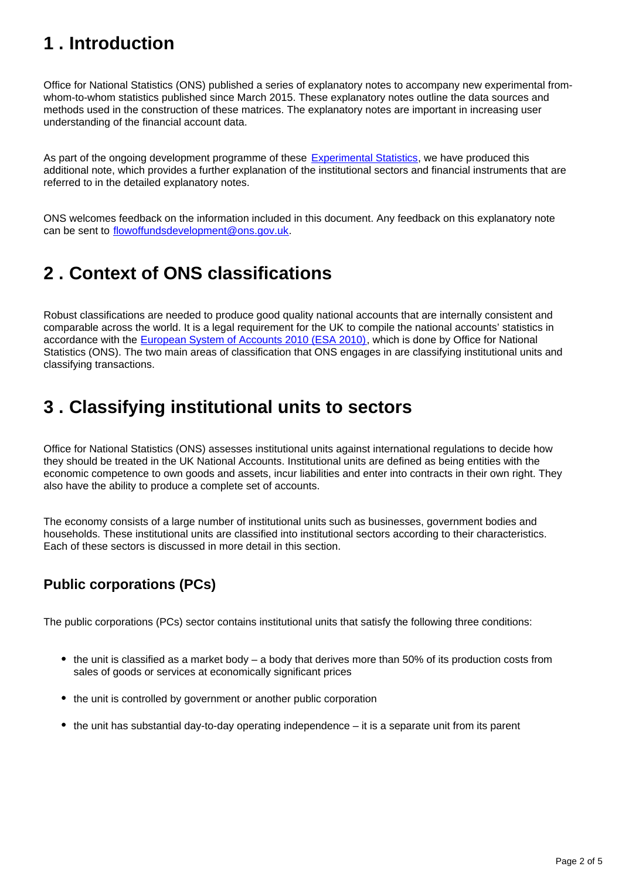## 1 . Introduction

Office for National Statistics (ONS) published a series of explanatory notes to accompany new experimental from-whom-to-whom statistics published since March 2015. These explanatory notes outline the data sources and methods used in the construction of these matrices. The explanatory notes are important in increasing user understanding of the financial account data.

As part of the ongoing development programme of these [Experimental Statistics](), we have produced this additional note, which provides a further explanation of the institutional sectors and financial instruments that are referred to in the detailed explanatory notes.

ONS welcomes feedback on the information included in this document. Any feedback on this explanatory note can be sent to [flowoffundsdevelopment@ons.gov.uk]().

## 2 . Context of ONS classifications

Robust classifications are needed to produce good quality national accounts that are internally consistent and comparable across the world. It is a legal requirement for the UK to compile the national accounts' statistics in accordance with the [European System of Accounts 2010 (ESA 2010)](), which is done by Office for National Statistics (ONS). The two main areas of classification that ONS engages in are classifying institutional units and classifying transactions.

## 3 . Classifying institutional units to sectors

Office for National Statistics (ONS) assesses institutional units against international regulations to decide how they should be treated in the UK National Accounts. Institutional units are defined as being entities with the economic competence to own goods and assets, incur liabilities and enter into contracts in their own right. They also have the ability to produce a complete set of accounts.

The economy consists of a large number of institutional units such as businesses, government bodies and households. These institutional units are classified into institutional sectors according to their characteristics. Each of these sectors is discussed in more detail in this section.

### Public corporations (PCs)

The public corporations (PCs) sector contains institutional units that satisfy the following three conditions:

- the unit is classified as a market body – a body that derives more than 50% of its production costs from sales of goods or services at economically significant prices
- the unit is controlled by government or another public corporation
- the unit has substantial day-to-day operating independence – it is a separate unit from its parent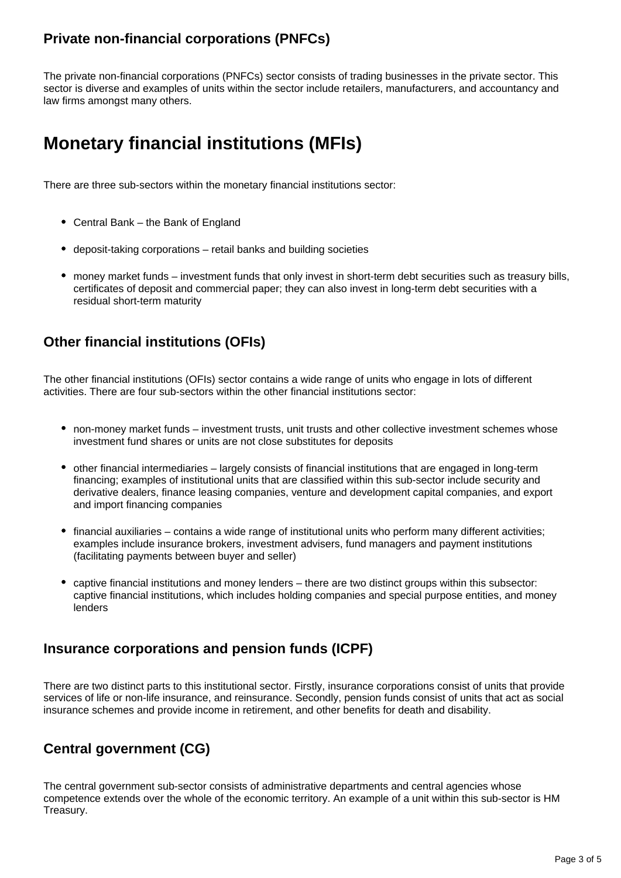### Private non-financial corporations (PNFCs)

The private non-financial corporations (PNFCs) sector consists of trading businesses in the private sector. This sector is diverse and examples of units within the sector include retailers, manufacturers, and accountancy and law firms amongst many others.

## Monetary financial institutions (MFIs)

There are three sub-sectors within the monetary financial institutions sector:

- Central Bank – the Bank of England
- deposit-taking corporations – retail banks and building societies
- money market funds – investment funds that only invest in short-term debt securities such as treasury bills, certificates of deposit and commercial paper; they can also invest in long-term debt securities with a residual short-term maturity

### Other financial institutions (OFIs)

The other financial institutions (OFIs) sector contains a wide range of units who engage in lots of different activities. There are four sub-sectors within the other financial institutions sector:

- non-money market funds – investment trusts, unit trusts and other collective investment schemes whose investment fund shares or units are not close substitutes for deposits
- other financial intermediaries – largely consists of financial institutions that are engaged in long-term financing; examples of institutional units that are classified within this sub-sector include security and derivative dealers, finance leasing companies, venture and development capital companies, and export and import financing companies
- financial auxiliaries – contains a wide range of institutional units who perform many different activities; examples include insurance brokers, investment advisers, fund managers and payment institutions (facilitating payments between buyer and seller)
- captive financial institutions and money lenders – there are two distinct groups within this subsector: captive financial institutions, which includes holding companies and special purpose entities, and money lenders

### Insurance corporations and pension funds (ICPF)

There are two distinct parts to this institutional sector. Firstly, insurance corporations consist of units that provide services of life or non-life insurance, and reinsurance. Secondly, pension funds consist of units that act as social insurance schemes and provide income in retirement, and other benefits for death and disability.

### Central government (CG)

The central government sub-sector consists of administrative departments and central agencies whose competence extends over the whole of the economic territory. An example of a unit within this sub-sector is HM Treasury.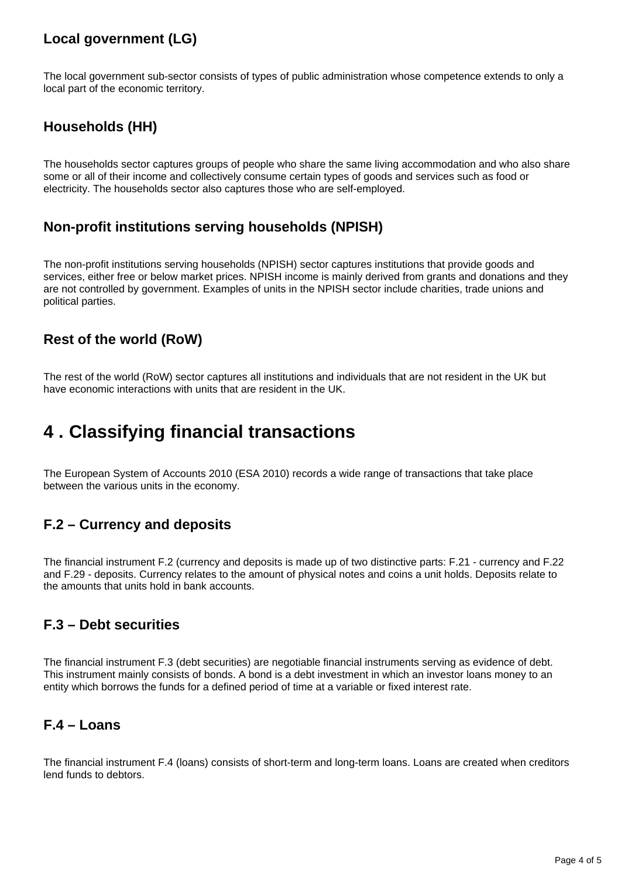### Local government (LG)

The local government sub-sector consists of types of public administration whose competence extends to only a local part of the economic territory.

### Households (HH)

The households sector captures groups of people who share the same living accommodation and who also share some or all of their income and collectively consume certain types of goods and services such as food or electricity. The households sector also captures those who are self-employed.

### Non-profit institutions serving households (NPISH)

The non-profit institutions serving households (NPISH) sector captures institutions that provide goods and services, either free or below market prices. NPISH income is mainly derived from grants and donations and they are not controlled by government. Examples of units in the NPISH sector include charities, trade unions and political parties.

### Rest of the world (RoW)

The rest of the world (RoW) sector captures all institutions and individuals that are not resident in the UK but have economic interactions with units that are resident in the UK.

## 4 . Classifying financial transactions

The European System of Accounts 2010 (ESA 2010) records a wide range of transactions that take place between the various units in the economy.

### F.2 – Currency and deposits

The financial instrument F.2 (currency and deposits is made up of two distinctive parts: F.21 - currency and F.22 and F.29 - deposits. Currency relates to the amount of physical notes and coins a unit holds. Deposits relate to the amounts that units hold in bank accounts.

### F.3 – Debt securities

The financial instrument F.3 (debt securities) are negotiable financial instruments serving as evidence of debt. This instrument mainly consists of bonds. A bond is a debt investment in which an investor loans money to an entity which borrows the funds for a defined period of time at a variable or fixed interest rate.

### F.4 – Loans

The financial instrument F.4 (loans) consists of short-term and long-term loans. Loans are created when creditors lend funds to debtors.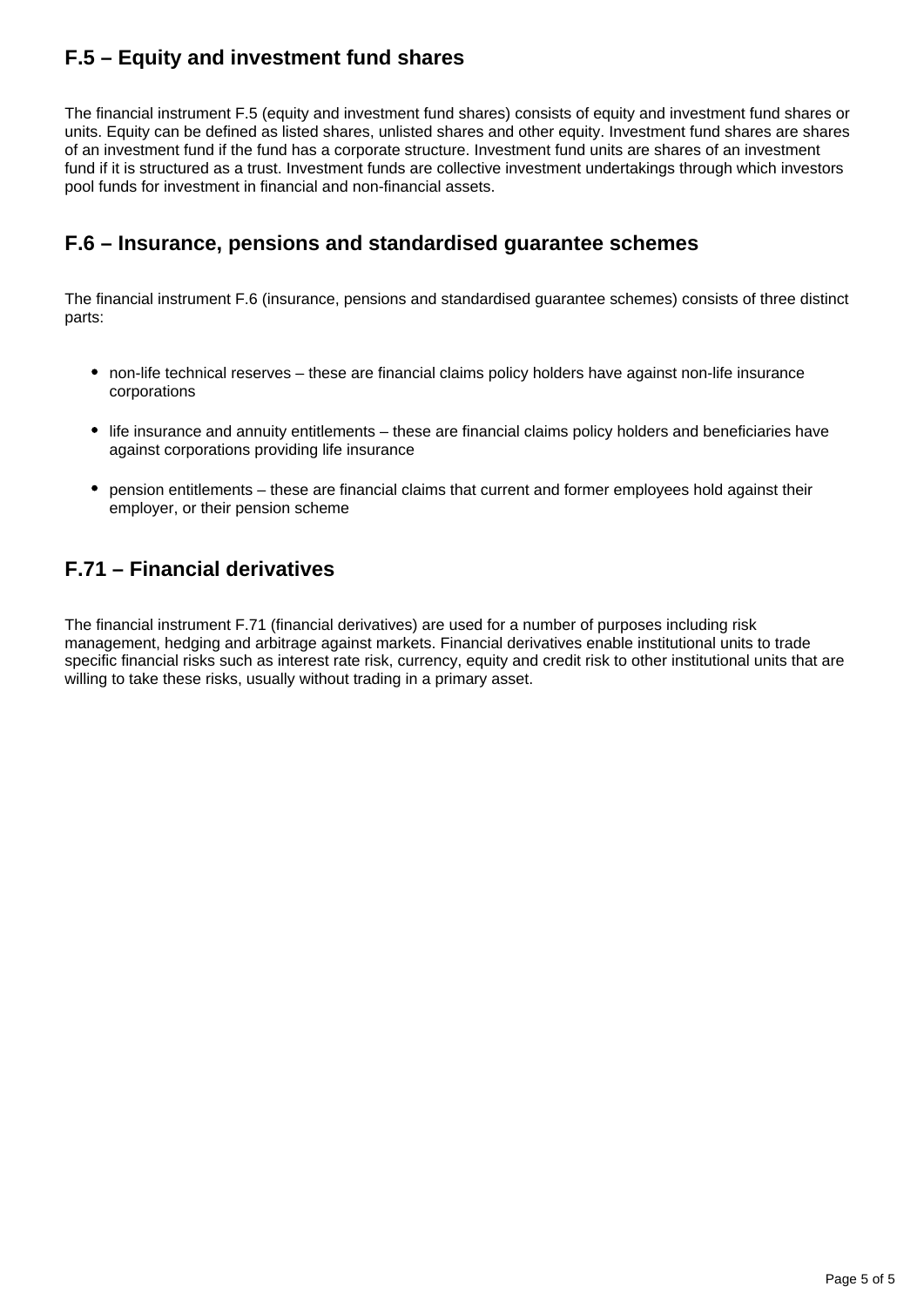## F.5 – Equity and investment fund shares

The financial instrument F.5 (equity and investment fund shares) consists of equity and investment fund shares or units. Equity can be defined as listed shares, unlisted shares and other equity. Investment fund shares are shares of an investment fund if the fund has a corporate structure. Investment fund units are shares of an investment fund if it is structured as a trust. Investment funds are collective investment undertakings through which investors pool funds for investment in financial and non-financial assets.

## F.6 – Insurance, pensions and standardised guarantee schemes

The financial instrument F.6 (insurance, pensions and standardised guarantee schemes) consists of three distinct parts:

- non-life technical reserves – these are financial claims policy holders have against non-life insurance corporations
- life insurance and annuity entitlements – these are financial claims policy holders and beneficiaries have against corporations providing life insurance
- pension entitlements – these are financial claims that current and former employees hold against their employer, or their pension scheme

## F.71 – Financial derivatives

The financial instrument F.71 (financial derivatives) are used for a number of purposes including risk management, hedging and arbitrage against markets. Financial derivatives enable institutional units to trade specific financial risks such as interest rate risk, currency, equity and credit risk to other institutional units that are willing to take these risks, usually without trading in a primary asset.